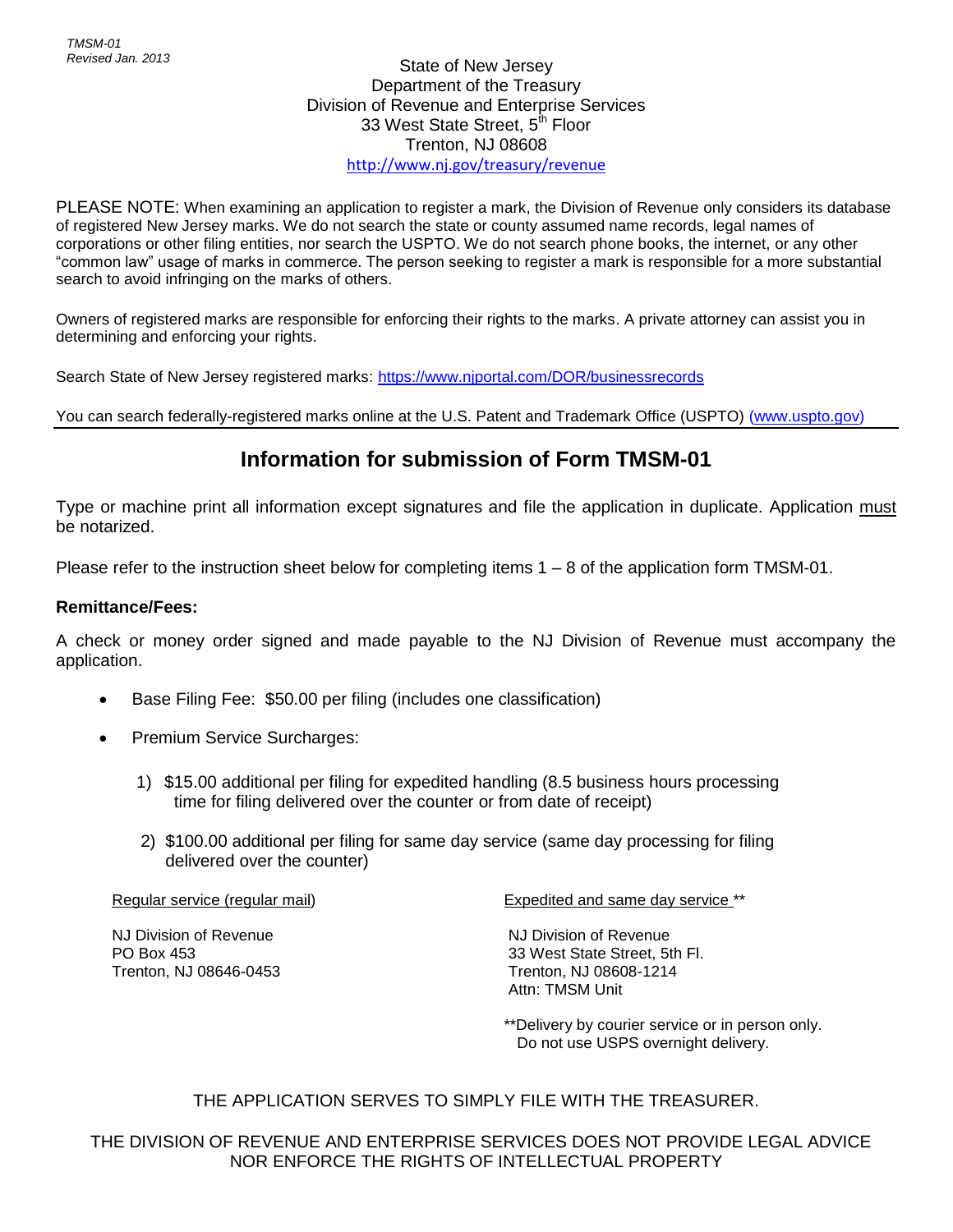*TMSM-01*
*Revised Jan. 2013*

State of New Jersey
Department of the Treasury
Division of Revenue and Enterprise Services
33 West State Street, 5th Floor
Trenton, NJ 08608
http://www.nj.gov/treasury/revenue

PLEASE NOTE: When examining an application to register a mark, the Division of Revenue only considers its database of registered New Jersey marks. We do not search the state or county assumed name records, legal names of corporations or other filing entities, nor search the USPTO. We do not search phone books, the internet, or any other "common law" usage of marks in commerce. The person seeking to register a mark is responsible for a more substantial search to avoid infringing on the marks of others.

Owners of registered marks are responsible for enforcing their rights to the marks. A private attorney can assist you in determining and enforcing your rights.

Search State of New Jersey registered marks: https://www.njportal.com/DOR/businessrecords

You can search federally-registered marks online at the U.S. Patent and Trademark Office (USPTO) (www.uspto.gov)

---

## Information for submission of Form TMSM-01

Type or machine print all information except signatures and file the application in duplicate. Application must be notarized.

Please refer to the instruction sheet below for completing items 1 – 8 of the application form TMSM-01.

**Remittance/Fees:**

A check or money order signed and made payable to the NJ Division of Revenue must accompany the application.

- Base Filing Fee: $50.00 per filing (includes one classification)
- Premium Service Surcharges:
  1) $15.00 additional per filing for expedited handling (8.5 business hours processing time for filing delivered over the counter or from date of receipt)
  2) $100.00 additional per filing for same day service (same day processing for filing delivered over the counter)

Regular service (regular mail)

NJ Division of Revenue
PO Box 453
Trenton, NJ 08646-0453

Expedited and same day service **

NJ Division of Revenue
33 West State Street, 5th Fl.
Trenton, NJ 08608-1214
Attn: TMSM Unit

**Delivery by courier service or in person only. Do not use USPS overnight delivery.

THE APPLICATION SERVES TO SIMPLY FILE WITH THE TREASURER.

THE DIVISION OF REVENUE AND ENTERPRISE SERVICES DOES NOT PROVIDE LEGAL ADVICE NOR ENFORCE THE RIGHTS OF INTELLECTUAL PROPERTY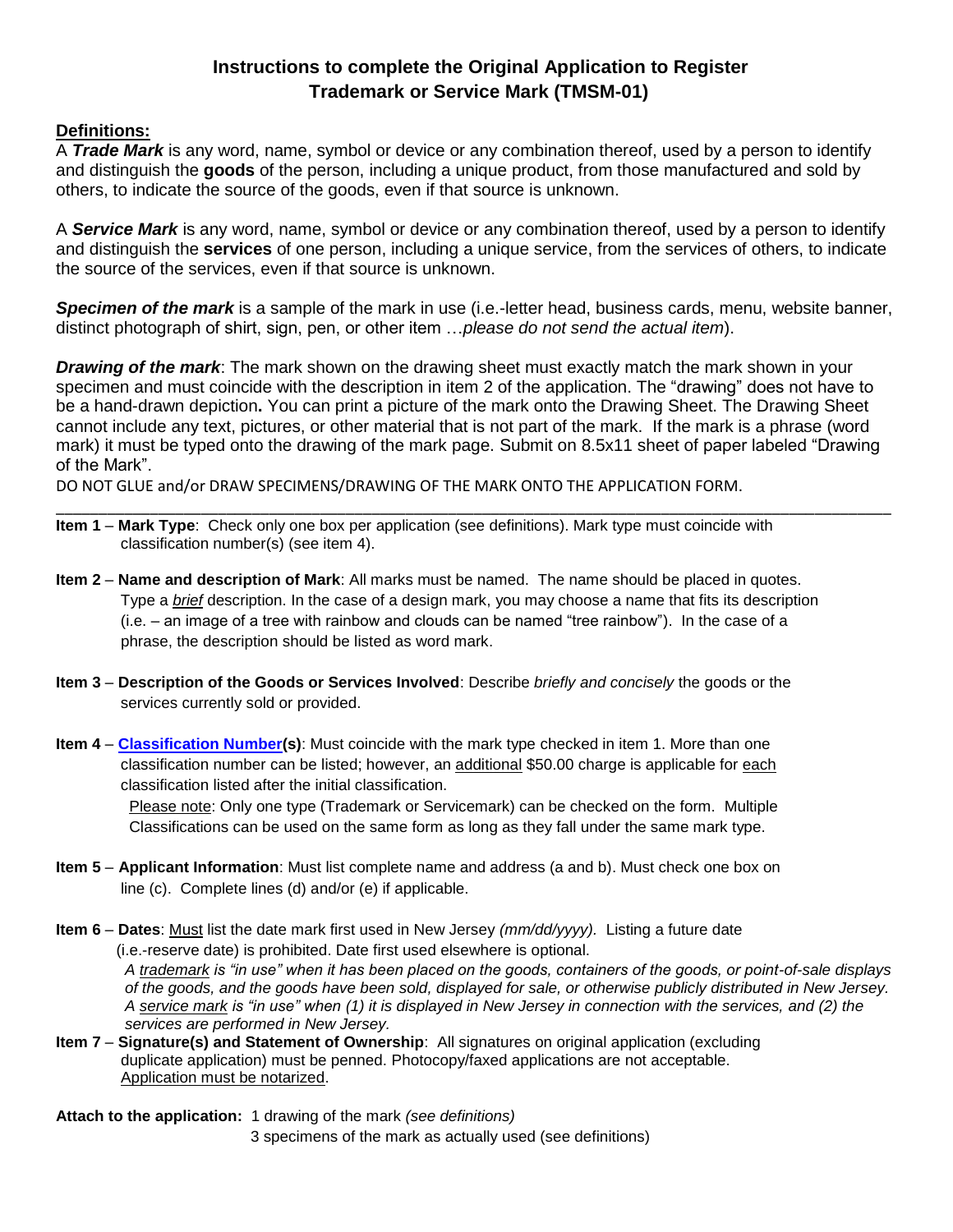# Instructions to complete the Original Application to Register Trademark or Service Mark (TMSM-01)

## Definitions:

A ***Trade Mark*** is any word, name, symbol or device or any combination thereof, used by a person to identify and distinguish the **goods** of the person, including a unique product, from those manufactured and sold by others, to indicate the source of the goods, even if that source is unknown.

A ***Service Mark*** is any word, name, symbol or device or any combination thereof, used by a person to identify and distinguish the **services** of one person, including a unique service, from the services of others, to indicate the source of the services, even if that source is unknown.

***Specimen of the mark*** is a sample of the mark in use (i.e.-letter head, business cards, menu, website banner, distinct photograph of shirt, sign, pen, or other item …*please do not send the actual item*).

***Drawing of the mark***: The mark shown on the drawing sheet must exactly match the mark shown in your specimen and must coincide with the description in item 2 of the application. The "drawing" does not have to be a hand-drawn depiction**.** You can print a picture of the mark onto the Drawing Sheet. The Drawing Sheet cannot include any text, pictures, or other material that is not part of the mark. If the mark is a phrase (word mark) it must be typed onto the drawing of the mark page. Submit on 8.5x11 sheet of paper labeled "Drawing of the Mark".

DO NOT GLUE and/or DRAW SPECIMENS/DRAWING OF THE MARK ONTO THE APPLICATION FORM.

---

**Item 1** – **Mark Type**: Check only one box per application (see definitions). Mark type must coincide with classification number(s) (see item 4).

**Item 2** – **Name and description of Mark**: All marks must be named. The name should be placed in quotes. Type a *brief* description. In the case of a design mark, you may choose a name that fits its description (i.e. – an image of a tree with rainbow and clouds can be named "tree rainbow"). In the case of a phrase, the description should be listed as word mark.

**Item 3** – **Description of the Goods or Services Involved**: Describe *briefly and concisely* the goods or the services currently sold or provided.

**Item 4** – **Classification Number(s)**: Must coincide with the mark type checked in item 1. More than one classification number can be listed; however, an additional $50.00 charge is applicable for each classification listed after the initial classification.

Please note: Only one type (Trademark or Servicemark) can be checked on the form. Multiple Classifications can be used on the same form as long as they fall under the same mark type.

**Item 5** – **Applicant Information**: Must list complete name and address (a and b). Must check one box on line (c). Complete lines (d) and/or (e) if applicable.

**Item 6** – **Dates**: Must list the date mark first used in New Jersey *(mm/dd/yyyy).* Listing a future date (i.e.-reserve date) is prohibited. Date first used elsewhere is optional.

*A trademark is "in use" when it has been placed on the goods, containers of the goods, or point-of-sale displays of the goods, and the goods have been sold, displayed for sale, or otherwise publicly distributed in New Jersey. A service mark is "in use" when (1) it is displayed in New Jersey in connection with the services, and (2) the services are performed in New Jersey.*

**Item 7** – **Signature(s) and Statement of Ownership**: All signatures on original application (excluding duplicate application) must be penned. Photocopy/faxed applications are not acceptable. Application must be notarized.

**Attach to the application:** 1 drawing of the mark *(see definitions)*
3 specimens of the mark as actually used (see definitions)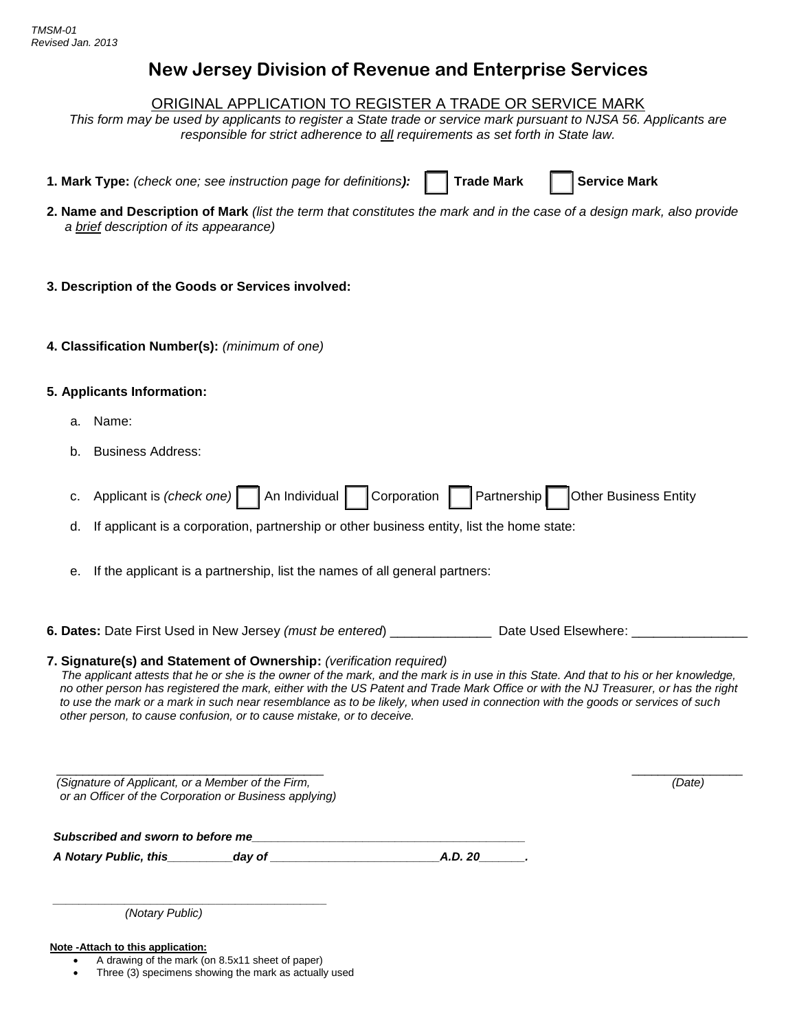TMSM-01
Revised Jan. 2013

# New Jersey Division of Revenue and Enterprise Services

## ORIGINAL APPLICATION TO REGISTER A TRADE OR SERVICE MARK

*This form may be used by applicants to register a State trade or service mark pursuant to NJSA 56. Applicants are responsible for strict adherence to all requirements as set forth in State law.*

**1. Mark Type:** *(check one; see instruction page for definitions):* ☐ **Trade Mark** ☐ **Service Mark**

**2. Name and Description of Mark** *(list the term that constitutes the mark and in the case of a design mark, also provide a brief description of its appearance)*

**3. Description of the Goods or Services involved:**

**4. Classification Number(s):** *(minimum of one)*

**5. Applicants Information:**

a. Name:

b. Business Address:

c. Applicant is *(check one)* ☐ An Individual ☐ Corporation ☐ Partnership ☐ Other Business Entity

d. If applicant is a corporation, partnership or other business entity, list the home state:

e. If the applicant is a partnership, list the names of all general partners:

**6. Dates:** Date First Used in New Jersey *(must be entered)* ______________ Date Used Elsewhere: ________________

**7. Signature(s) and Statement of Ownership:** *(verification required)*

*The applicant attests that he or she is the owner of the mark, and the mark is in use in this State. And that to his or her knowledge, no other person has registered the mark, either with the US Patent and Trade Mark Office or with the NJ Treasurer, or has the right to use the mark or a mark in such near resemblance as to be likely, when used in connection with the goods or services of such other person, to cause confusion, or to cause mistake, or to deceive.*

________________________________________ ________________
*(Signature of Applicant, or a Member of the Firm, or an Officer of the Corporation or Business applying)* *(Date)*

***Subscribed and sworn to before me*___________________________________________**

***A Notary Public, this*__________*day of* __________________________*A.D. 20*_______.**

___________________________________________
*(Notary Public)*

**Note -Attach to this application:**

- A drawing of the mark (on 8.5x11 sheet of paper)
- Three (3) specimens showing the mark as actually used